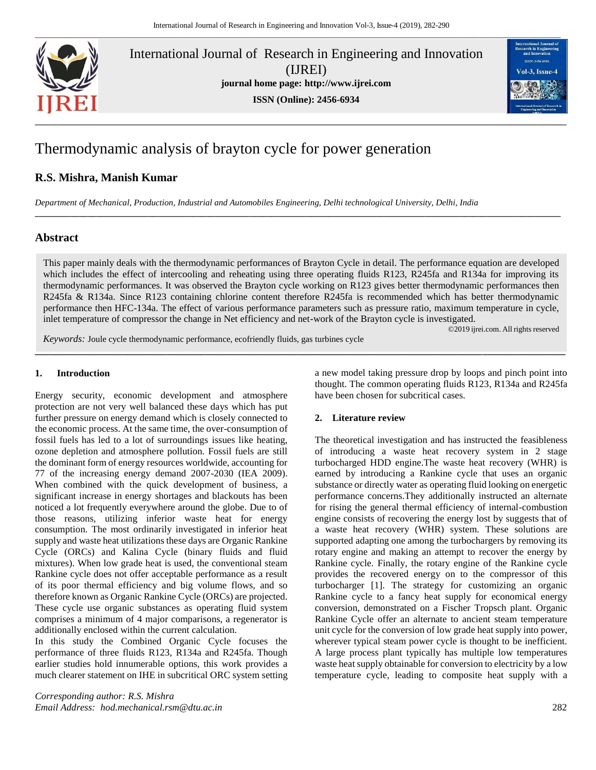International Journal of Research in Engineering and Innovation (IJREI)

**journal home page: http://www.ijrei.com**

**ISSN (Online): 2456-6934**

# Thermodynamic analysis of brayton cycle for power generation

## R.S. Mishra, Manish Kumar

*Department of Mechanical, Production, Industrial and Automobiles Engineering, Delhi technological University, Delhi, India*

## Abstract

This paper mainly deals with the thermodynamic performances of Brayton Cycle in detail. The performance equation are developed which includes the effect of intercooling and reheating using three operating fluids R123, R245fa and R134a for improving its thermodynamic performances. It was observed the Brayton cycle working on R123 gives better thermodynamic performances then R245fa & R134a. Since R123 containing chlorine content therefore R245fa is recommended which has better thermodynamic performance then HFC-134a. The effect of various performance parameters such as pressure ratio, maximum temperature in cycle, inlet temperature of compressor the change in Net efficiency and net-work of the Brayton cycle is investigated.

©2019 ijrei.com. All rights reserved

*Keywords:* Joule cycle thermodynamic performance, ecofriendly fluids, gas turbines cycle

### 1. Introduction

Energy security, economic development and atmosphere protection are not very well balanced these days which has put further pressure on energy demand which is closely connected to the economic process. At the same time, the over-consumption of fossil fuels has led to a lot of surroundings issues like heating, ozone depletion and atmosphere pollution. Fossil fuels are still the dominant form of energy resources worldwide, accounting for 77 of the increasing energy demand 2007-2030 (IEA 2009). When combined with the quick development of business, a significant increase in energy shortages and blackouts has been noticed a lot frequently everywhere around the globe. Due to of those reasons, utilizing inferior waste heat for energy consumption. The most ordinarily investigated in inferior heat supply and waste heat utilizations these days are Organic Rankine Cycle (ORCs) and Kalina Cycle (binary fluids and fluid mixtures). When low grade heat is used, the conventional steam Rankine cycle does not offer acceptable performance as a result of its poor thermal efficiency and big volume flows, and so therefore known as Organic Rankine Cycle (ORCs) are projected. These cycle use organic substances as operating fluid system comprises a minimum of 4 major comparisons, a regenerator is additionally enclosed within the current calculation.

In this study the Combined Organic Cycle focuses the performance of three fluids R123, R134a and R245fa. Though earlier studies hold innumerable options, this work provides a much clearer statement on IHE in subcritical ORC system setting a new model taking pressure drop by loops and pinch point into thought. The common operating fluids R123, R134a and R245fa have been chosen for subcritical cases.

### 2. Literature review

The theoretical investigation and has instructed the feasibleness of introducing a waste heat recovery system in 2 stage turbocharged HDD engine.The waste heat recovery (WHR) is earned by introducing a Rankine cycle that uses an organic substance or directly water as operating fluid looking on energetic performance concerns.They additionally instructed an alternate for rising the general thermal efficiency of internal-combustion engine consists of recovering the energy lost by suggests that of a waste heat recovery (WHR) system. These solutions are supported adapting one among the turbochargers by removing its rotary engine and making an attempt to recover the energy by Rankine cycle. Finally, the rotary engine of the Rankine cycle provides the recovered energy on to the compressor of this turbocharger [1]. The strategy for customizing an organic Rankine cycle to a fancy heat supply for economical energy conversion, demonstrated on a Fischer Tropsch plant. Organic Rankine Cycle offer an alternate to ancient steam temperature unit cycle for the conversion of low grade heat supply into power, wherever typical steam power cycle is thought to be inefficient. A large process plant typically has multiple low temperatures waste heat supply obtainable for conversion to electricity by a low temperature cycle, leading to composite heat supply with a

*Corresponding author: R.S. Mishra*
*Email Address: hod.mechanical.rsm@dtu.ac.in*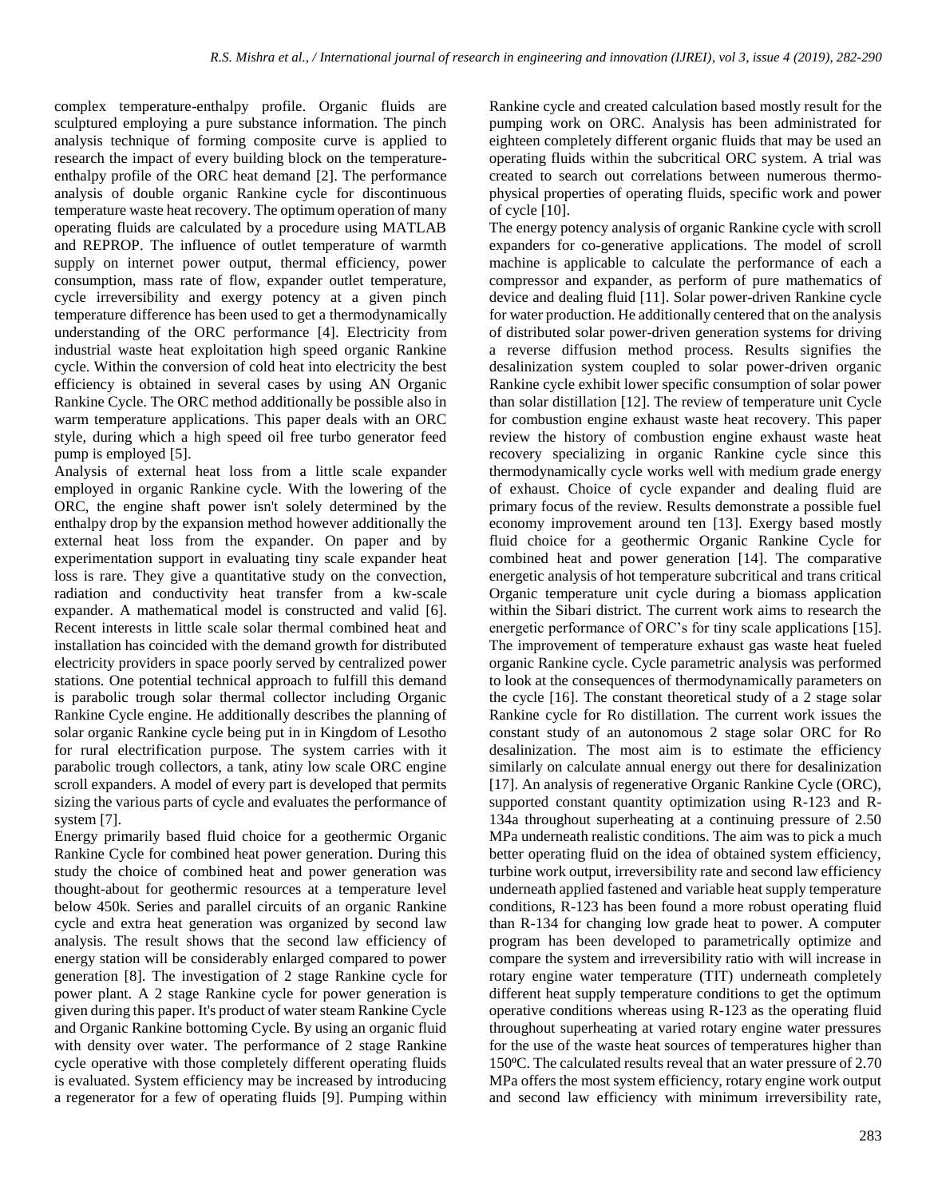complex temperature-enthalpy profile. Organic fluids are sculptured employing a pure substance information. The pinch analysis technique of forming composite curve is applied to research the impact of every building block on the temperature-enthalpy profile of the ORC heat demand [2]. The performance analysis of double organic Rankine cycle for discontinuous temperature waste heat recovery. The optimum operation of many operating fluids are calculated by a procedure using MATLAB and REPROP. The influence of outlet temperature of warmth supply on internet power output, thermal efficiency, power consumption, mass rate of flow, expander outlet temperature, cycle irreversibility and exergy potency at a given pinch temperature difference has been used to get a thermodynamically understanding of the ORC performance [4]. Electricity from industrial waste heat exploitation high speed organic Rankine cycle. Within the conversion of cold heat into electricity the best efficiency is obtained in several cases by using AN Organic Rankine Cycle. The ORC method additionally be possible also in warm temperature applications. This paper deals with an ORC style, during which a high speed oil free turbo generator feed pump is employed [5].

Analysis of external heat loss from a little scale expander employed in organic Rankine cycle. With the lowering of the ORC, the engine shaft power isn't solely determined by the enthalpy drop by the expansion method however additionally the external heat loss from the expander. On paper and by experimentation support in evaluating tiny scale expander heat loss is rare. They give a quantitative study on the convection, radiation and conductivity heat transfer from a kw-scale expander. A mathematical model is constructed and valid [6]. Recent interests in little scale solar thermal combined heat and installation has coincided with the demand growth for distributed electricity providers in space poorly served by centralized power stations. One potential technical approach to fulfill this demand is parabolic trough solar thermal collector including Organic Rankine Cycle engine. He additionally describes the planning of solar organic Rankine cycle being put in in Kingdom of Lesotho for rural electrification purpose. The system carries with it parabolic trough collectors, a tank, atiny low scale ORC engine scroll expanders. A model of every part is developed that permits sizing the various parts of cycle and evaluates the performance of system [7].

Energy primarily based fluid choice for a geothermic Organic Rankine Cycle for combined heat power generation. During this study the choice of combined heat and power generation was thought-about for geothermic resources at a temperature level below 450k. Series and parallel circuits of an organic Rankine cycle and extra heat generation was organized by second law analysis. The result shows that the second law efficiency of energy station will be considerably enlarged compared to power generation [8]. The investigation of 2 stage Rankine cycle for power plant. A 2 stage Rankine cycle for power generation is given during this paper. It's product of water steam Rankine Cycle and Organic Rankine bottoming Cycle. By using an organic fluid with density over water. The performance of 2 stage Rankine cycle operative with those completely different operating fluids is evaluated. System efficiency may be increased by introducing a regenerator for a few of operating fluids [9]. Pumping within Rankine cycle and created calculation based mostly result for the pumping work on ORC. Analysis has been administrated for eighteen completely different organic fluids that may be used an operating fluids within the subcritical ORC system. A trial was created to search out correlations between numerous thermo-physical properties of operating fluids, specific work and power of cycle [10].

The energy potency analysis of organic Rankine cycle with scroll expanders for co-generative applications. The model of scroll machine is applicable to calculate the performance of each a compressor and expander, as perform of pure mathematics of device and dealing fluid [11]. Solar power-driven Rankine cycle for water production. He additionally centered that on the analysis of distributed solar power-driven generation systems for driving a reverse diffusion method process. Results signifies the desalinization system coupled to solar power-driven organic Rankine cycle exhibit lower specific consumption of solar power than solar distillation [12]. The review of temperature unit Cycle for combustion engine exhaust waste heat recovery. This paper review the history of combustion engine exhaust waste heat recovery specializing in organic Rankine cycle since this thermodynamically cycle works well with medium grade energy of exhaust. Choice of cycle expander and dealing fluid are primary focus of the review. Results demonstrate a possible fuel economy improvement around ten [13]. Exergy based mostly fluid choice for a geothermic Organic Rankine Cycle for combined heat and power generation [14]. The comparative energetic analysis of hot temperature subcritical and trans critical Organic temperature unit cycle during a biomass application within the Sibari district. The current work aims to research the energetic performance of ORC's for tiny scale applications [15]. The improvement of temperature exhaust gas waste heat fueled organic Rankine cycle. Cycle parametric analysis was performed to look at the consequences of thermodynamically parameters on the cycle [16]. The constant theoretical study of a 2 stage solar Rankine cycle for Ro distillation. The current work issues the constant study of an autonomous 2 stage solar ORC for Ro desalinization. The most aim is to estimate the efficiency similarly on calculate annual energy out there for desalinization [17]. An analysis of regenerative Organic Rankine Cycle (ORC), supported constant quantity optimization using R-123 and R-134a throughout superheating at a continuing pressure of 2.50 MPa underneath realistic conditions. The aim was to pick a much better operating fluid on the idea of obtained system efficiency, turbine work output, irreversibility rate and second law efficiency underneath applied fastened and variable heat supply temperature conditions, R-123 has been found a more robust operating fluid than R-134 for changing low grade heat to power. A computer program has been developed to parametrically optimize and compare the system and irreversibility ratio with will increase in rotary engine water temperature (TIT) underneath completely different heat supply temperature conditions to get the optimum operative conditions whereas using R-123 as the operating fluid throughout superheating at varied rotary engine water pressures for the use of the waste heat sources of temperatures higher than 150ºC. The calculated results reveal that an water pressure of 2.70 MPa offers the most system efficiency, rotary engine work output and second law efficiency with minimum irreversibility rate,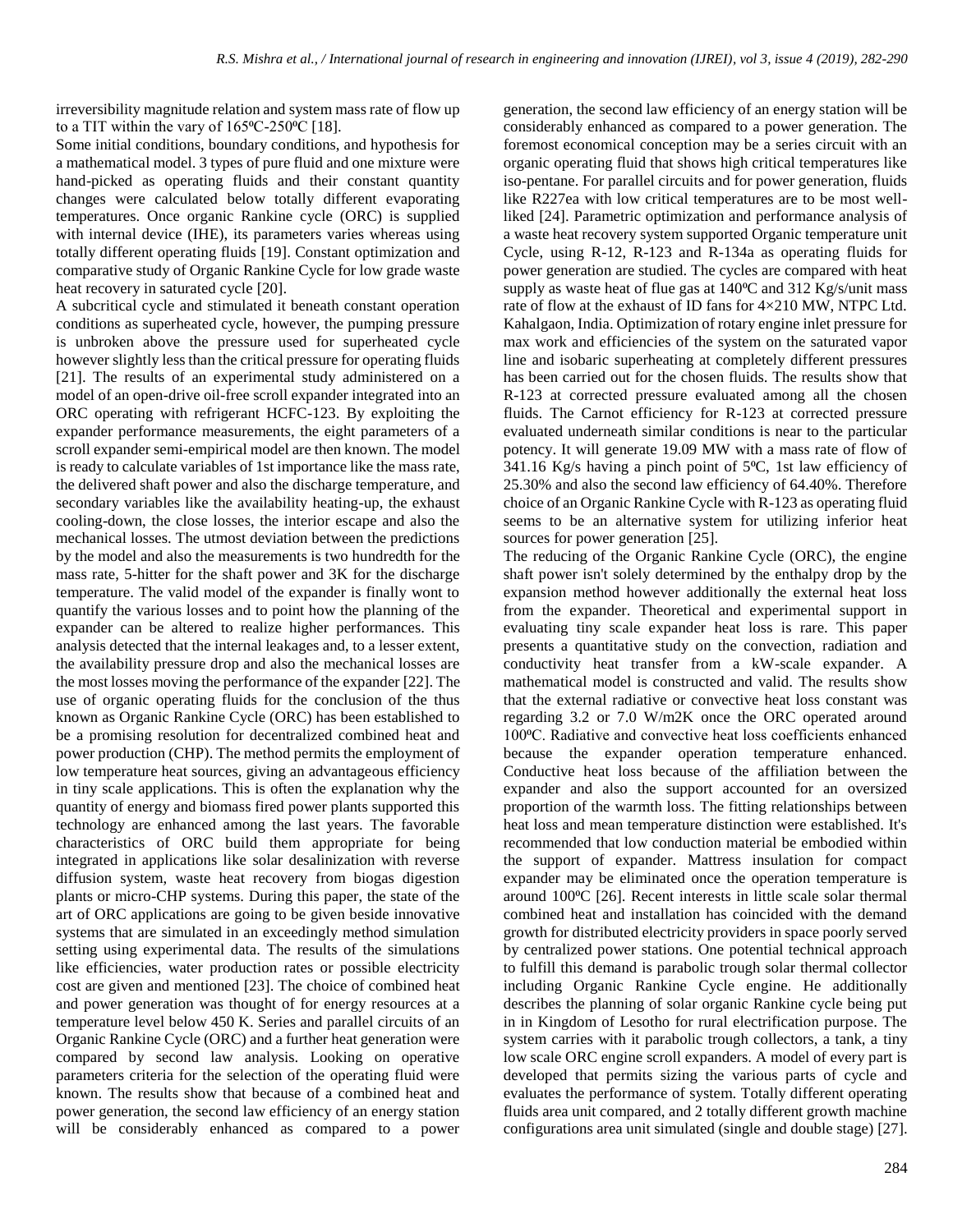irreversibility magnitude relation and system mass rate of flow up to a TIT within the vary of 165ºC-250ºC [18].

Some initial conditions, boundary conditions, and hypothesis for a mathematical model. 3 types of pure fluid and one mixture were hand-picked as operating fluids and their constant quantity changes were calculated below totally different evaporating temperatures. Once organic Rankine cycle (ORC) is supplied with internal device (IHE), its parameters varies whereas using totally different operating fluids [19]. Constant optimization and comparative study of Organic Rankine Cycle for low grade waste heat recovery in saturated cycle [20].

A subcritical cycle and stimulated it beneath constant operation conditions as superheated cycle, however, the pumping pressure is unbroken above the pressure used for superheated cycle however slightly less than the critical pressure for operating fluids [21]. The results of an experimental study administered on a model of an open-drive oil-free scroll expander integrated into an ORC operating with refrigerant HCFC-123. By exploiting the expander performance measurements, the eight parameters of a scroll expander semi-empirical model are then known. The model is ready to calculate variables of 1st importance like the mass rate, the delivered shaft power and also the discharge temperature, and secondary variables like the availability heating-up, the exhaust cooling-down, the close losses, the interior escape and also the mechanical losses. The utmost deviation between the predictions by the model and also the measurements is two hundredth for the mass rate, 5-hitter for the shaft power and 3K for the discharge temperature. The valid model of the expander is finally wont to quantify the various losses and to point how the planning of the expander can be altered to realize higher performances. This analysis detected that the internal leakages and, to a lesser extent, the availability pressure drop and also the mechanical losses are the most losses moving the performance of the expander [22]. The use of organic operating fluids for the conclusion of the thus known as Organic Rankine Cycle (ORC) has been established to be a promising resolution for decentralized combined heat and power production (CHP). The method permits the employment of low temperature heat sources, giving an advantageous efficiency in tiny scale applications. This is often the explanation why the quantity of energy and biomass fired power plants supported this technology are enhanced among the last years. The favorable characteristics of ORC build them appropriate for being integrated in applications like solar desalinization with reverse diffusion system, waste heat recovery from biogas digestion plants or micro-CHP systems. During this paper, the state of the art of ORC applications are going to be given beside innovative systems that are simulated in an exceedingly method simulation setting using experimental data. The results of the simulations like efficiencies, water production rates or possible electricity cost are given and mentioned [23]. The choice of combined heat and power generation was thought of for energy resources at a temperature level below 450 K. Series and parallel circuits of an Organic Rankine Cycle (ORC) and a further heat generation were compared by second law analysis. Looking on operative parameters criteria for the selection of the operating fluid were known. The results show that because of a combined heat and power generation, the second law efficiency of an energy station will be considerably enhanced as compared to a power generation, the second law efficiency of an energy station will be considerably enhanced as compared to a power generation. The foremost economical conception may be a series circuit with an organic operating fluid that shows high critical temperatures like iso-pentane. For parallel circuits and for power generation, fluids like R227ea with low critical temperatures are to be most well-liked [24]. Parametric optimization and performance analysis of a waste heat recovery system supported Organic temperature unit Cycle, using R-12, R-123 and R-134a as operating fluids for power generation are studied. The cycles are compared with heat supply as waste heat of flue gas at 140ºC and 312 Kg/s/unit mass rate of flow at the exhaust of ID fans for 4×210 MW, NTPC Ltd. Kahalgaon, India. Optimization of rotary engine inlet pressure for max work and efficiencies of the system on the saturated vapor line and isobaric superheating at completely different pressures has been carried out for the chosen fluids. The results show that R-123 at corrected pressure evaluated among all the chosen fluids. The Carnot efficiency for R-123 at corrected pressure evaluated underneath similar conditions is near to the particular potency. It will generate 19.09 MW with a mass rate of flow of 341.16 Kg/s having a pinch point of 5ºC, 1st law efficiency of 25.30% and also the second law efficiency of 64.40%. Therefore choice of an Organic Rankine Cycle with R-123 as operating fluid seems to be an alternative system for utilizing inferior heat sources for power generation [25].

The reducing of the Organic Rankine Cycle (ORC), the engine shaft power isn't solely determined by the enthalpy drop by the expansion method however additionally the external heat loss from the expander. Theoretical and experimental support in evaluating tiny scale expander heat loss is rare. This paper presents a quantitative study on the convection, radiation and conductivity heat transfer from a kW-scale expander. A mathematical model is constructed and valid. The results show that the external radiative or convective heat loss constant was regarding 3.2 or 7.0 W/m2K once the ORC operated around 100ºC. Radiative and convective heat loss coefficients enhanced because the expander operation temperature enhanced. Conductive heat loss because of the affiliation between the expander and also the support accounted for an oversized proportion of the warmth loss. The fitting relationships between heat loss and mean temperature distinction were established. It's recommended that low conduction material be embodied within the support of expander. Mattress insulation for compact expander may be eliminated once the operation temperature is around 100ºC [26]. Recent interests in little scale solar thermal combined heat and installation has coincided with the demand growth for distributed electricity providers in space poorly served by centralized power stations. One potential technical approach to fulfill this demand is parabolic trough solar thermal collector including Organic Rankine Cycle engine. He additionally describes the planning of solar organic Rankine cycle being put in in Kingdom of Lesotho for rural electrification purpose. The system carries with it parabolic trough collectors, a tank, a tiny low scale ORC engine scroll expanders. A model of every part is developed that permits sizing the various parts of cycle and evaluates the performance of system. Totally different operating fluids area unit compared, and 2 totally different growth machine configurations area unit simulated (single and double stage) [27].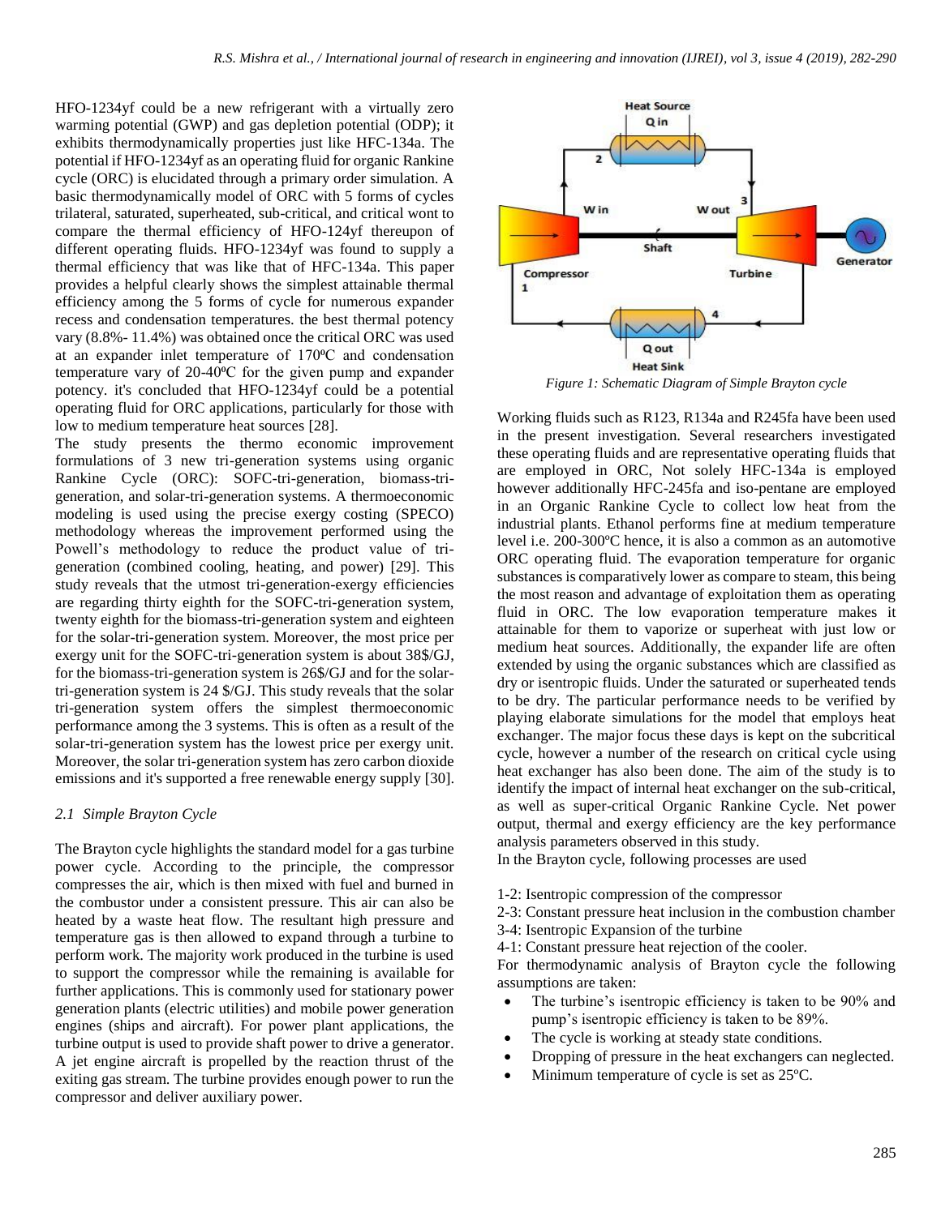HFO-1234yf could be a new refrigerant with a virtually zero warming potential (GWP) and gas depletion potential (ODP); it exhibits thermodynamically properties just like HFC-134a. The potential if HFO-1234yf as an operating fluid for organic Rankine cycle (ORC) is elucidated through a primary order simulation. A basic thermodynamically model of ORC with 5 forms of cycles trilateral, saturated, superheated, sub-critical, and critical wont to compare the thermal efficiency of HFO-124yf thereupon of different operating fluids. HFO-1234yf was found to supply a thermal efficiency that was like that of HFC-134a. This paper provides a helpful clearly shows the simplest attainable thermal efficiency among the 5 forms of cycle for numerous expander recess and condensation temperatures. the best thermal potency vary (8.8%- 11.4%) was obtained once the critical ORC was used at an expander inlet temperature of 170ºC and condensation temperature vary of 20-40ºC for the given pump and expander potency. it's concluded that HFO-1234yf could be a potential operating fluid for ORC applications, particularly for those with low to medium temperature heat sources [28].

The study presents the thermo economic improvement formulations of 3 new tri-generation systems using organic Rankine Cycle (ORC): SOFC-tri-generation, biomass-tri-generation, and solar-tri-generation systems. A thermoeconomic modeling is used using the precise exergy costing (SPECO) methodology whereas the improvement performed using the Powell's methodology to reduce the product value of tri-generation (combined cooling, heating, and power) [29]. This study reveals that the utmost tri-generation-exergy efficiencies are regarding thirty eighth for the SOFC-tri-generation system, twenty eighth for the biomass-tri-generation system and eighteen for the solar-tri-generation system. Moreover, the most price per exergy unit for the SOFC-tri-generation system is about 38$/GJ, for the biomass-tri-generation system is 26$/GJ and for the solar-tri-generation system is 24 $/GJ. This study reveals that the solar tri-generation system offers the simplest thermoeconomic performance among the 3 systems. This is often as a result of the solar-tri-generation system has the lowest price per exergy unit. Moreover, the solar tri-generation system has zero carbon dioxide emissions and it's supported a free renewable energy supply [30].

### *2.1 Simple Brayton Cycle*

The Brayton cycle highlights the standard model for a gas turbine power cycle. According to the principle, the compressor compresses the air, which is then mixed with fuel and burned in the combustor under a consistent pressure. This air can also be heated by a waste heat flow. The resultant high pressure and temperature gas is then allowed to expand through a turbine to perform work. The majority work produced in the turbine is used to support the compressor while the remaining is available for further applications. This is commonly used for stationary power generation plants (electric utilities) and mobile power generation engines (ships and aircraft). For power plant applications, the turbine output is used to provide shaft power to drive a generator. A jet engine aircraft is propelled by the reaction thrust of the exiting gas stream. The turbine provides enough power to run the compressor and deliver auxiliary power.

*Figure 1: Schematic Diagram of Simple Brayton cycle*

Working fluids such as R123, R134a and R245fa have been used in the present investigation. Several researchers investigated these operating fluids and are representative operating fluids that are employed in ORC, Not solely HFC-134a is employed however additionally HFC-245fa and iso-pentane are employed in an Organic Rankine Cycle to collect low heat from the industrial plants. Ethanol performs fine at medium temperature level i.e. 200-300ºC hence, it is also a common as an automotive ORC operating fluid. The evaporation temperature for organic substances is comparatively lower as compare to steam, this being the most reason and advantage of exploitation them as operating fluid in ORC. The low evaporation temperature makes it attainable for them to vaporize or superheat with just low or medium heat sources. Additionally, the expander life are often extended by using the organic substances which are classified as dry or isentropic fluids. Under the saturated or superheated tends to be dry. The particular performance needs to be verified by playing elaborate simulations for the model that employs heat exchanger. The major focus these days is kept on the subcritical cycle, however a number of the research on critical cycle using heat exchanger has also been done. The aim of the study is to identify the impact of internal heat exchanger on the sub-critical, as well as super-critical Organic Rankine Cycle. Net power output, thermal and exergy efficiency are the key performance analysis parameters observed in this study.

In the Brayton cycle, following processes are used

1-2: Isentropic compression of the compressor
2-3: Constant pressure heat inclusion in the combustion chamber
3-4: Isentropic Expansion of the turbine
4-1: Constant pressure heat rejection of the cooler.

For thermodynamic analysis of Brayton cycle the following assumptions are taken:

- The turbine's isentropic efficiency is taken to be 90% and pump's isentropic efficiency is taken to be 89%.
- The cycle is working at steady state conditions.
- Dropping of pressure in the heat exchangers can neglected.
- Minimum temperature of cycle is set as 25ºC.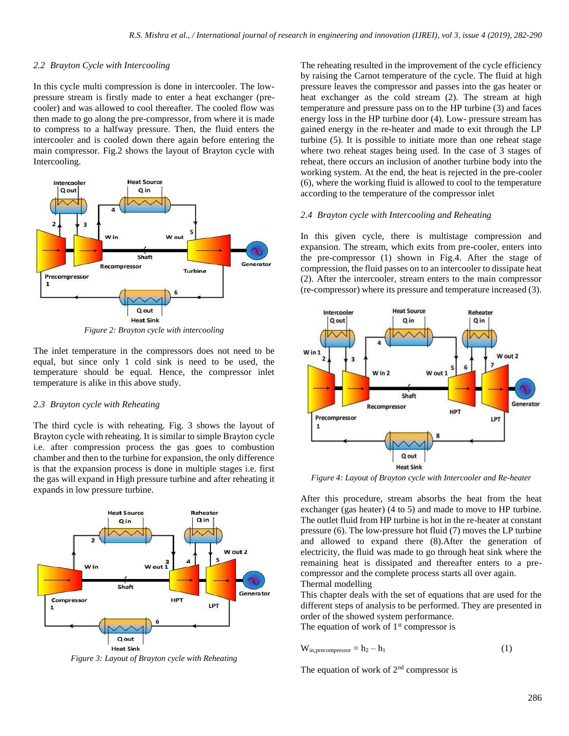### 2.2 Brayton Cycle with Intercooling

In this cycle multi compression is done in intercooler. The low-pressure stream is firstly made to enter a heat exchanger (pre-cooler) and was allowed to cool thereafter. The cooled flow was then made to go along the pre-compressor, from where it is made to compress to a halfway pressure. Then, the fluid enters the intercooler and is cooled down there again before entering the main compressor. Fig.2 shows the layout of Brayton cycle with Intercooling.

*Figure 2: Brayton cycle with intercooling*

The inlet temperature in the compressors does not need to be equal, but since only 1 cold sink is need to be used, the temperature should be equal. Hence, the compressor inlet temperature is alike in this above study.

### 2.3 Brayton cycle with Reheating

The third cycle is with reheating. Fig. 3 shows the layout of Brayton cycle with reheating. It is similar to simple Brayton cycle i.e. after compression process the gas goes to combustion chamber and then to the turbine for expansion, the only difference is that the expansion process is done in multiple stages i.e. first the gas will expand in High pressure turbine and after reheating it expands in low pressure turbine.

*Figure 3: Layout of Brayton cycle with Reheating*

The reheating resulted in the improvement of the cycle efficiency by raising the Carnot temperature of the cycle. The fluid at high pressure leaves the compressor and passes into the gas heater or heat exchanger as the cold stream (2). The stream at high temperature and pressure pass on to the HP turbine (3) and faces energy loss in the HP turbine door (4). Low- pressure stream has gained energy in the re-heater and made to exit through the LP turbine (5). It is possible to initiate more than one reheat stage where two reheat stages being used. In the case of 3 stages of reheat, there occurs an inclusion of another turbine body into the working system. At the end, the heat is rejected in the pre-cooler (6), where the working fluid is allowed to cool to the temperature according to the temperature of the compressor inlet

### 2.4 Brayton cycle with Intercooling and Reheating

In this given cycle, there is multistage compression and expansion. The stream, which exits from pre-cooler, enters into the pre-compressor (1) shown in Fig.4. After the stage of compression, the fluid passes on to an intercooler to dissipate heat (2). After the intercooler, stream enters to the main compressor (re-compressor) where its pressure and temperature increased (3).

*Figure 4: Layout of Brayton cycle with Intercooler and Re-heater*

After this procedure, stream absorbs the heat from the heat exchanger (gas heater) (4 to 5) and made to move to HP turbine. The outlet fluid from HP turbine is hot in the re-heater at constant pressure (6). The low-pressure hot fluid (7) moves the LP turbine and allowed to expand there (8).After the generation of electricity, the fluid was made to go through heat sink where the remaining heat is dissipated and thereafter enters to a pre-compressor and the complete process starts all over again.

Thermal modelling

This chapter deals with the set of equations that are used for the different steps of analysis to be performed. They are presented in order of the showed system performance.

The equation of work of 1st compressor is

$$W_{in,precompressor} = h_2 - h_1 \tag{1}$$

The equation of work of 2nd compressor is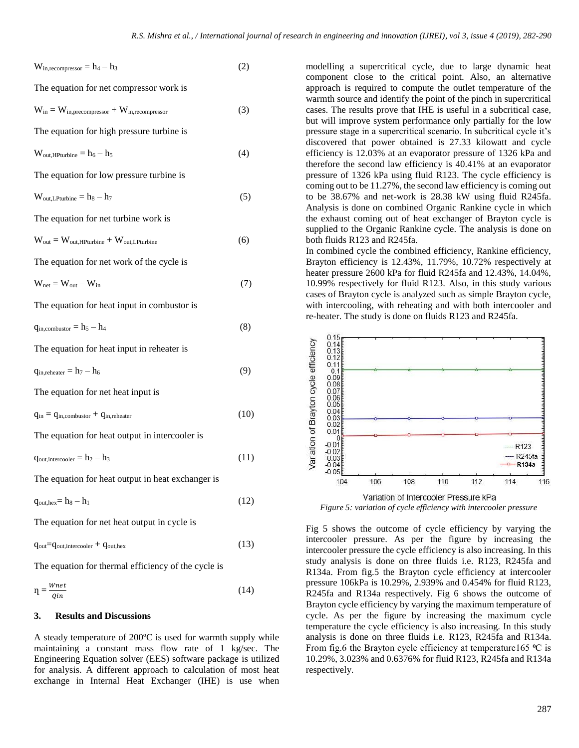$$W_{in,recompressor} = h_4 - h_3 \quad (2)$$

The equation for net compressor work is

$$W_{in} = W_{in,precompressor} + W_{in,recompressor} \quad (3)$$

The equation for high pressure turbine is

$$W_{out,HPturbine} = h_6 - h_5 \quad (4)$$

The equation for low pressure turbine is

$$W_{out,LPturbine} = h_8 - h_7 \quad (5)$$

The equation for net turbine work is

$$W_{out} = W_{out,HPturbine} + W_{out,LPturbine} \quad (6)$$

The equation for net work of the cycle is

$$W_{net} = W_{out} - W_{in} \quad (7)$$

The equation for heat input in combustor is

$$q_{in,combustor} = h_5 - h_4 \quad (8)$$

The equation for heat input in reheater is

$$q_{in,reheater} = h_7 - h_6 \quad (9)$$

The equation for net heat input is

$$q_{in} = q_{in,combustor} + q_{in,reheater} \quad (10)$$

The equation for heat output in intercooler is

$$q_{out,intercooler} = h_2 - h_3 \quad (11)$$

The equation for heat output in heat exchanger is

$$q_{out,hex} = h_8 - h_1 \quad (12)$$

The equation for net heat output in cycle is

$$q_{out} = q_{out,intercooler} + q_{out,hex} \quad (13)$$

The equation for thermal efficiency of the cycle is

$$\eta = \frac{Wnet}{Qin} \quad (14)$$

## 3. Results and Discussions

A steady temperature of 200ºC is used for warmth supply while maintaining a constant mass flow rate of 1 kg/sec. The Engineering Equation solver (EES) software package is utilized for analysis. A different approach to calculation of most heat exchange in Internal Heat Exchanger (IHE) is use when modelling a supercritical cycle, due to large dynamic heat component close to the critical point. Also, an alternative approach is required to compute the outlet temperature of the warmth source and identify the point of the pinch in supercritical cases. The results prove that IHE is useful in a subcritical case, but will improve system performance only partially for the low pressure stage in a supercritical scenario. In subcritical cycle it's discovered that power obtained is 27.33 kilowatt and cycle efficiency is 12.03% at an evaporator pressure of 1326 kPa and therefore the second law efficiency is 40.41% at an evaporator pressure of 1326 kPa using fluid R123. The cycle efficiency is coming out to be 11.27%, the second law efficiency is coming out to be 38.67% and net-work is 28.38 kW using fluid R245fa. Analysis is done on combined Organic Rankine cycle in which the exhaust coming out of heat exchanger of Brayton cycle is supplied to the Organic Rankine cycle. The analysis is done on both fluids R123 and R245fa.

In combined cycle the combined efficiency, Rankine efficiency, Brayton efficiency is 12.43%, 11.79%, 10.72% respectively at heater pressure 2600 kPa for fluid R245fa and 12.43%, 14.04%, 10.99% respectively for fluid R123. Also, in this study various cases of Brayton cycle is analyzed such as simple Brayton cycle, with intercooling, with reheating and with both intercooler and re-heater. The study is done on fluids R123 and R245fa.

*Figure 5: variation of cycle efficiency with intercooler pressure*

Fig 5 shows the outcome of cycle efficiency by varying the intercooler pressure. As per the figure by increasing the intercooler pressure the cycle efficiency is also increasing. In this study analysis is done on three fluids i.e. R123, R245fa and R134a. From fig.5 the Brayton cycle efficiency at intercooler pressure 106kPa is 10.29%, 2.939% and 0.454% for fluid R123, R245fa and R134a respectively. Fig 6 shows the outcome of Brayton cycle efficiency by varying the maximum temperature of cycle. As per the figure by increasing the maximum cycle temperature the cycle efficiency is also increasing. In this study analysis is done on three fluids i.e. R123, R245fa and R134a. From fig.6 the Brayton cycle efficiency at temperature165 ºC is 10.29%, 3.023% and 0.6376% for fluid R123, R245fa and R134a respectively.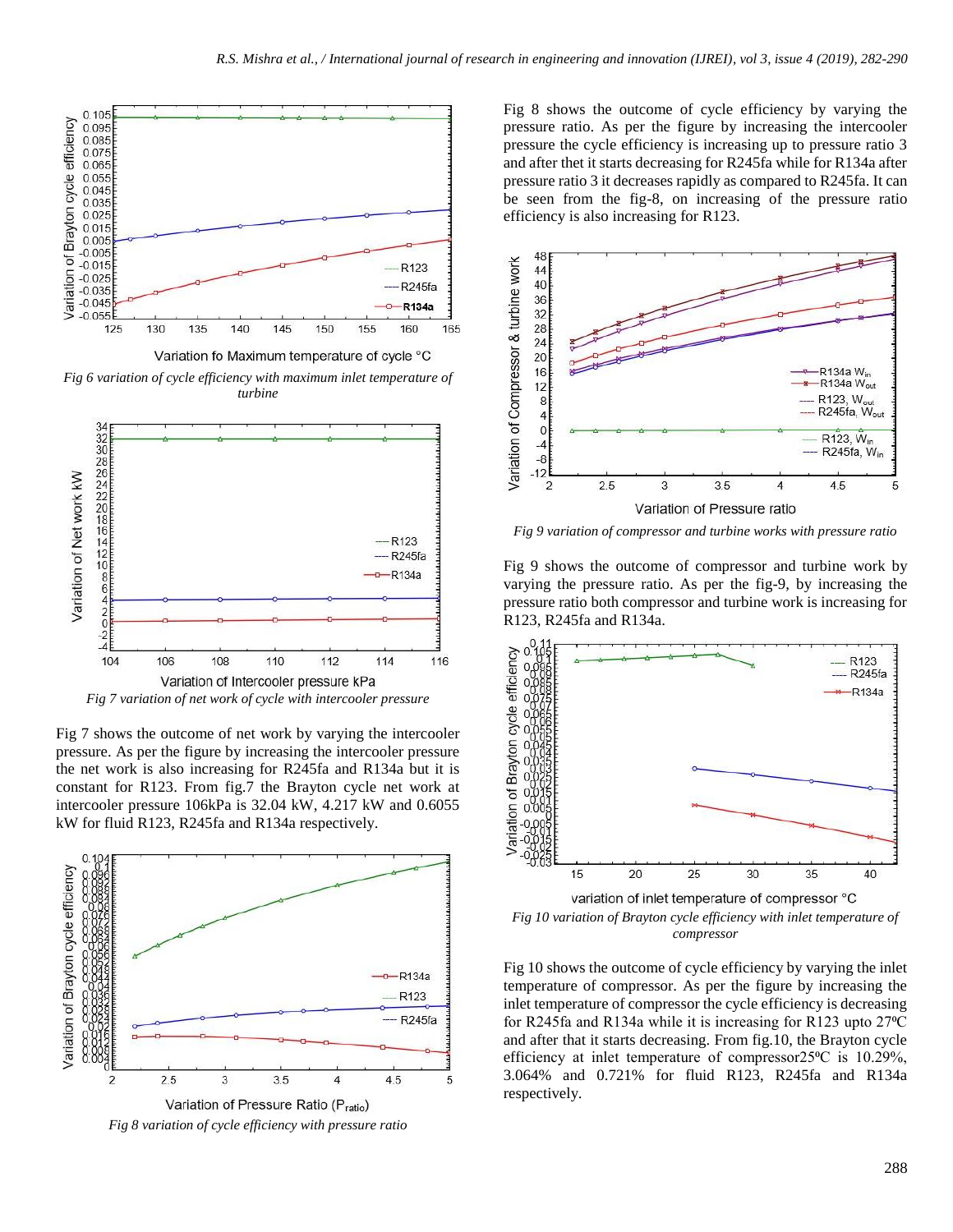Fig 6 variation of cycle efficiency with maximum inlet temperature of turbine

Fig 7 variation of net work of cycle with intercooler pressure

Fig 7 shows the outcome of net work by varying the intercooler pressure. As per the figure by increasing the intercooler pressure the net work is also increasing for R245fa and R134a but it is constant for R123. From fig.7 the Brayton cycle net work at intercooler pressure 106kPa is 32.04 kW, 4.217 kW and 0.6055 kW for fluid R123, R245fa and R134a respectively.

Fig 8 variation of cycle efficiency with pressure ratio

Fig 8 shows the outcome of cycle efficiency by varying the pressure ratio. As per the figure by increasing the intercooler pressure the cycle efficiency is increasing up to pressure ratio 3 and after thet it starts decreasing for R245fa while for R134a after pressure ratio 3 it decreases rapidly as compared to R245fa. It can be seen from the fig-8, on increasing of the pressure ratio efficiency is also increasing for R123.

Fig 9 variation of compressor and turbine works with pressure ratio

Fig 9 shows the outcome of compressor and turbine work by varying the pressure ratio. As per the fig-9, by increasing the pressure ratio both compressor and turbine work is increasing for R123, R245fa and R134a.

Fig 10 variation of Brayton cycle efficiency with inlet temperature of compressor

Fig 10 shows the outcome of cycle efficiency by varying the inlet temperature of compressor. As per the figure by increasing the inlet temperature of compressor the cycle efficiency is decreasing for R245fa and R134a while it is increasing for R123 upto 27ºC and after that it starts decreasing. From fig.10, the Brayton cycle efficiency at inlet temperature of compressor25ºC is 10.29%, 3.064% and 0.721% for fluid R123, R245fa and R134a respectively.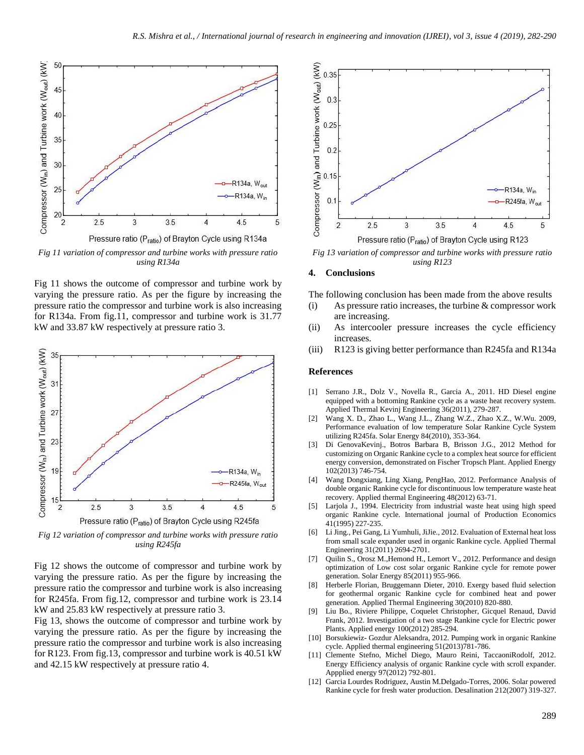Fig 11 variation of compressor and turbine works with pressure ratio using R134a

Fig 11 shows the outcome of compressor and turbine work by varying the pressure ratio. As per the figure by increasing the pressure ratio the compressor and turbine work is also increasing for R134a. From fig.11, compressor and turbine work is 31.77 kW and 33.87 kW respectively at pressure ratio 3.

Fig 12 variation of compressor and turbine works with pressure ratio using R245fa

Fig 12 shows the outcome of compressor and turbine work by varying the pressure ratio. As per the figure by increasing the pressure ratio the compressor and turbine work is also increasing for R245fa. From fig.12, compressor and turbine work is 23.14 kW and 25.83 kW respectively at pressure ratio 3.

Fig 13, shows the outcome of compressor and turbine work by varying the pressure ratio. As per the figure by increasing the pressure ratio the compressor and turbine work is also increasing for R123. From fig.13, compressor and turbine work is 40.51 kW and 42.15 kW respectively at pressure ratio 4.

Fig 13 variation of compressor and turbine works with pressure ratio using R123

## 4. Conclusions

The following conclusion has been made from the above results

(i) As pressure ratio increases, the turbine & compressor work are increasing.

(ii) As intercooler pressure increases the cycle efficiency increases.

(iii) R123 is giving better performance than R245fa and R134a

## References

[1] Serrano J.R., Dolz V., Novella R., Garcia A., 2011. HD Diesel engine equipped with a bottoming Rankine cycle as a waste heat recovery system. Applied Thermal Kevinj Engineering 36(2011), 279-287.

[2] Wang X. D., Zhao L., Wang J.L., Zhang W.Z., Zhao X.Z., W.Wu. 2009, Performance evaluation of low temperature Solar Rankine Cycle System utilizing R245fa. Solar Energy 84(2010), 353-364.

[3] Di GenovaKevinj., Botros Barbara B, Brisson J.G., 2012 Method for customizing on Organic Rankine cycle to a complex heat source for efficient energy conversion, demonstrated on Fischer Tropsch Plant. Applied Energy 102(2013) 746-754.

[4] Wang Dongxiang, Ling Xiang, PengHao, 2012. Performance Analysis of double organic Rankine cycle for discontinuous low temperature waste heat recovery. Applied thermal Engineering 48(2012) 63-71.

[5] Larjola J., 1994. Electricity from industrial waste heat using high speed organic Rankine cycle. International journal of Production Economics 41(1995) 227-235.

[6] Li Jing., Pei Gang, Li Yumhuli, JiJie., 2012. Evaluation of External heat loss from small scale expander used in organic Rankine cycle. Applied Thermal Engineering 31(2011) 2694-2701.

[7] Quilin S., Orosz M.,Hemond H., Lemort V., 2012. Performance and design optimization of Low cost solar organic Rankine cycle for remote power generation. Solar Energy 85(2011) 955-966.

[8] Herberle Florian, Bruggemann Dieter, 2010. Exergy based fluid selection for geothermal organic Rankine cycle for combined heat and power generation. Applied Thermal Engineering 30(2010) 820-880.

[9] Liu Bo., Riviere Philippe, Coquelet Christopher, Gicquel Renaud, David Frank, 2012. Investigation of a two stage Rankine cycle for Electric power Plants. Applied energy 100(2012) 285-294.

[10] Borsukiewiz- Gozdur Aleksandra, 2012. Pumping work in organic Rankine cycle. Applied thermal engineering 51(2013)781-786.

[11] Clemente Stefno, Michel Diego, Mauro Reini, TaccaoniRodolf, 2012. Energy Efficiency analysis of organic Rankine cycle with scroll expander. Appplied energy 97(2012) 792-801.

[12] Garcia Lourdes Rodriguez, Austin M.Delgado-Torres, 2006. Solar powered Rankine cycle for fresh water production. Desalination 212(2007) 319-327.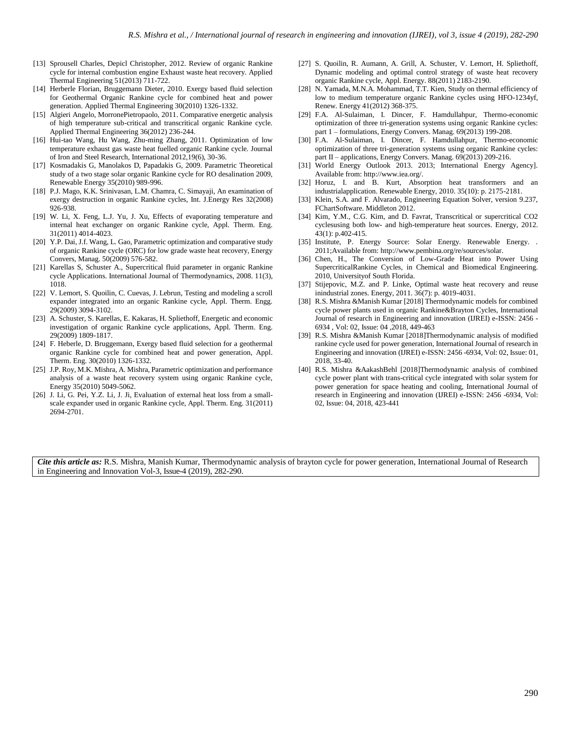[13] Sprousell Charles, Depicl Christopher, 2012. Review of organic Rankine cycle for internal combustion engine Exhaust waste heat recovery. Applied Thermal Engineering 51(2013) 711-722.

[14] Herberle Florian, Bruggemann Dieter, 2010. Exergy based fluid selection for Geothermal Organic Rankine cycle for combined heat and power generation. Applied Thermal Engineering 30(2010) 1326-1332.

[15] Algieri Angelo, MorronePietropaolo, 2011. Comparative energetic analysis of high temperature sub-critical and transcritical organic Rankine cycle. Applied Thermal Engineering 36(2012) 236-244.

[16] Hui-tao Wang, Hu Wang, Zhu-ming Zhang, 2011. Optimization of low temperature exhaust gas waste heat fuelled organic Rankine cycle. Journal of Iron and Steel Research, International 2012,19(6), 30-36.

[17] Kosmadakis G, Manolakos D, Papadakis G, 2009. Parametric Theoretical study of a two stage solar organic Rankine cycle for RO desalination 2009, Renewable Energy 35(2010) 989-996.

[18] P.J. Mago, K.K. Srinivasan, L.M. Chamra, C. Simayaji, An examination of exergy destruction in organic Rankine cycles, Int. J.Energy Res 32(2008) 926-938.

[19] W. Li, X. Feng, L.J. Yu, J. Xu, Effects of evaporating temperature and internal heat exchanger on organic Rankine cycle, Appl. Therm. Eng. 31(2011) 4014-4023.

[20] Y.P. Dai, J.f. Wang, L. Gao, Parametric optimization and comparative study of organic Rankine cycle (ORC) for low grade waste heat recovery, Energy Convers, Manag. 50(2009) 576-582.

[21] Karellas S, Schuster A., Supercritical fluid parameter in organic Rankine cycle Applications. International Journal of Thermodynamics, 2008. 11(3), 1018.

[22] V. Lemort, S. Quoilin, C. Cuevas, J. Lebrun, Testing and modeling a scroll expander integrated into an organic Rankine cycle, Appl. Therm. Engg. 29(2009) 3094-3102.

[23] A. Schuster, S. Karellas, E. Kakaras, H. Spliethoff, Energetic and economic investigation of organic Rankine cycle applications, Appl. Therm. Eng. 29(2009) 1809-1817.

[24] F. Heberle, D. Bruggemann, Exergy based fluid selection for a geothermal organic Rankine cycle for combined heat and power generation, Appl. Therm. Eng. 30(2010) 1326-1332.

[25] J.P. Roy, M.K. Mishra, A. Mishra, Parametric optimization and performance analysis of a waste heat recovery system using organic Rankine cycle, Energy 35(2010) 5049-5062.

[26] J. Li, G. Pei, Y.Z. Li, J. Ji, Evaluation of external heat loss from a small-scale expander used in organic Rankine cycle, Appl. Therm. Eng. 31(2011) 2694-2701.

[27] S. Quoilin, R. Aumann, A. Grill, A. Schuster, V. Lemort, H. Spliethoff, Dynamic modeling and optimal control strategy of waste heat recovery organic Rankine cycle, Appl. Energy. 88(2011) 2183-2190.

[28] N. Yamada, M.N.A. Mohammad, T.T. Kien, Study on thermal efficiency of low to medium temperature organic Rankine cycles using HFO-1234yf, Renew. Energy 41(2012) 368-375.

[29] F.A. Al-Sulaiman, I. Dincer, F. Hamdullahpur, Thermo-economic optimization of three tri-generation systems using organic Rankine cycles: part 1 – formulations, Energy Convers. Manag. 69(2013) 199-208.

[30] F.A. Al-Sulaiman, I. Dincer, F. Hamdullahpur, Thermo-economic optimization of three tri-generation systems using organic Rankine cycles: part II – applications, Energy Convers. Manag. 69(2013) 209-216.

[31] World Energy Outlook 2013. 2013; International Energy Agency]. Available from: http://www.iea.org/.

[32] Horuz, I. and B. Kurt, Absorption heat transformers and an industrialapplication. Renewable Energy, 2010. 35(10): p. 2175-2181.

[33] Klein, S.A. and F. Alvarado, Engineering Equation Solver, version 9.237, FChartSoftware. Middleton 2012.

[34] Kim, Y.M., C.G. Kim, and D. Favrat, Transcritical or supercritical CO2 cyclesusing both low- and high-temperature heat sources. Energy, 2012. 43(1): p.402-415.

[35] Institute, P. Energy Source: Solar Energy. Renewable Energy. . 2011;Available from: http://www.pembina.org/re/sources/solar.

[36] Chen, H., The Conversion of Low-Grade Heat into Power Using SupercriticalRankine Cycles, in Chemical and Biomedical Engineering. 2010, Universityof South Florida.

[37] Stijepovic, M.Z. and P. Linke, Optimal waste heat recovery and reuse inindustrial zones. Energy, 2011. 36(7): p. 4019-4031.

[38] R.S. Mishra &Manish Kumar [2018] Thermodynamic models for combined cycle power plants used in organic Rankine&Brayton Cycles, International Journal of research in Engineering and innovation (IJREI) e-ISSN: 2456 -6934 , Vol: 02, Issue: 04 ,2018, 449-463

[39] R.S. Mishra &Manish Kumar [2018]Thermodynamic analysis of modified rankine cycle used for power generation, International Journal of research in Engineering and innovation (IJREI) e-ISSN: 2456 -6934, Vol: 02, Issue: 01, 2018, 33-40.

[40] R.S. Mishra &AakashBehl [2018]Thermodynamic analysis of combined cycle power plant with trans-critical cycle integrated with solar system for power generation for space heating and cooling, International Journal of research in Engineering and innovation (IJREI) e-ISSN: 2456 -6934, Vol: 02, Issue: 04, 2018, 423-441

***Cite this article as:*** R.S. Mishra, Manish Kumar, Thermodynamic analysis of brayton cycle for power generation, International Journal of Research in Engineering and Innovation Vol-3, Issue-4 (2019), 282-290.